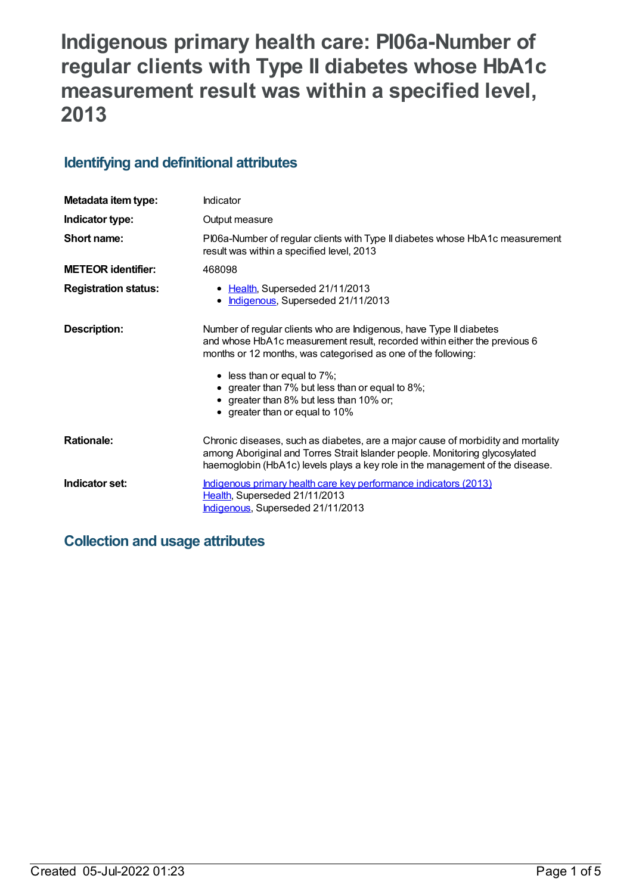# Indigenous primary health care: PI06a-Number of regular clients with Type II diabetes whose HbA1c measurement result was within a specified level, 2013

## Identifying and definitional attributes

| | |
|---|---|
| **Metadata item type:** | Indicator |
| **Indicator type:** | Output measure |
| **Short name:** | PI06a-Number of regular clients with Type II diabetes whose HbA1c measurement result was within a specified level, 2013 |
| **METEOR identifier:** | 468098 |
| **Registration status:** | • Health, Superseded 21/11/2013<br>• Indigenous, Superseded 21/11/2013 |
| **Description:** | Number of regular clients who are Indigenous, have Type II diabetes and whose HbA1c measurement result, recorded within either the previous 6 months or 12 months, was categorised as one of the following:<br>• less than or equal to 7%;<br>• greater than 7% but less than or equal to 8%;<br>• greater than 8% but less than 10% or;<br>• greater than or equal to 10% |
| **Rationale:** | Chronic diseases, such as diabetes, are a major cause of morbidity and mortality among Aboriginal and Torres Strait Islander people. Monitoring glycosylated haemoglobin (HbA1c) levels plays a key role in the management of the disease. |
| **Indicator set:** | Indigenous primary health care key performance indicators (2013)<br>Health, Superseded 21/11/2013<br>Indigenous, Superseded 21/11/2013 |

## Collection and usage attributes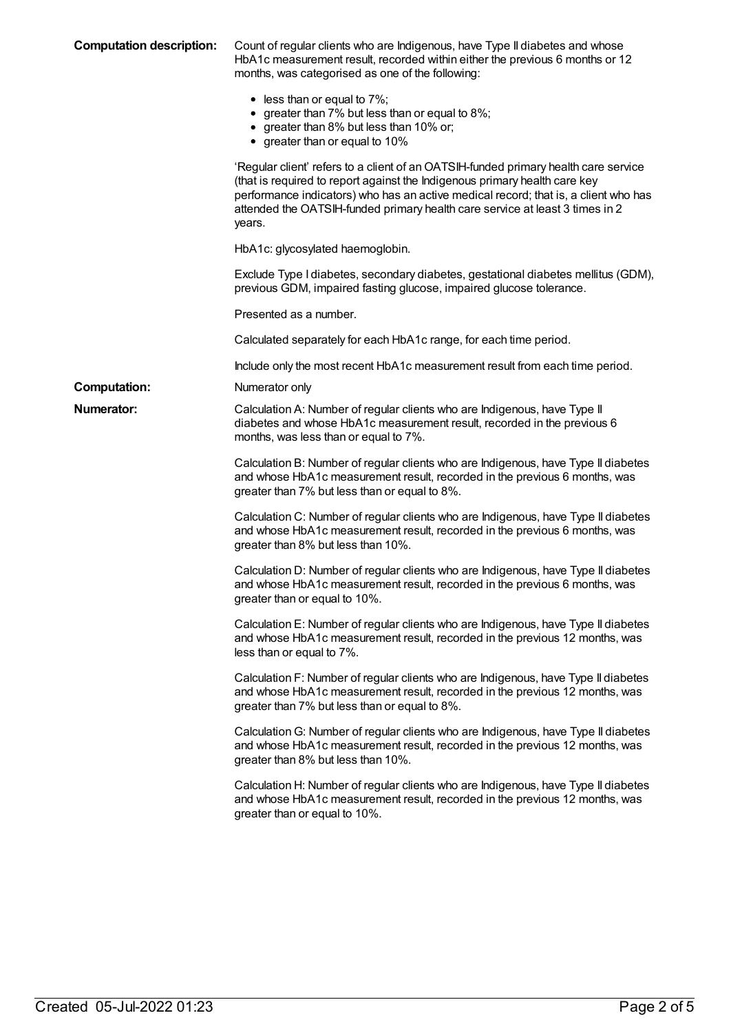**Computation description:** Count of regular clients who are Indigenous, have Type II diabetes and whose HbA1c measurement result, recorded within either the previous 6 months or 12 months, was categorised as one of the following:

- less than or equal to 7%;
- greater than 7% but less than or equal to 8%;
- greater than 8% but less than 10% or;
- greater than or equal to 10%

'Regular client' refers to a client of an OATSIH-funded primary health care service (that is required to report against the Indigenous primary health care key performance indicators) who has an active medical record; that is, a client who has attended the OATSIH-funded primary health care service at least 3 times in 2 years.

HbA1c: glycosylated haemoglobin.

Exclude Type I diabetes, secondary diabetes, gestational diabetes mellitus (GDM), previous GDM, impaired fasting glucose, impaired glucose tolerance.

Presented as a number.

Calculated separately for each HbA1c range, for each time period.

Include only the most recent HbA1c measurement result from each time period.

**Computation:** Numerator only

**Numerator:** Calculation A: Number of regular clients who are Indigenous, have Type II diabetes and whose HbA1c measurement result, recorded in the previous 6 months, was less than or equal to 7%.

Calculation B: Number of regular clients who are Indigenous, have Type II diabetes and whose HbA1c measurement result, recorded in the previous 6 months, was greater than 7% but less than or equal to 8%.

Calculation C: Number of regular clients who are Indigenous, have Type II diabetes and whose HbA1c measurement result, recorded in the previous 6 months, was greater than 8% but less than 10%.

Calculation D: Number of regular clients who are Indigenous, have Type II diabetes and whose HbA1c measurement result, recorded in the previous 6 months, was greater than or equal to 10%.

Calculation E: Number of regular clients who are Indigenous, have Type II diabetes and whose HbA1c measurement result, recorded in the previous 12 months, was less than or equal to 7%.

Calculation F: Number of regular clients who are Indigenous, have Type II diabetes and whose HbA1c measurement result, recorded in the previous 12 months, was greater than 7% but less than or equal to 8%.

Calculation G: Number of regular clients who are Indigenous, have Type II diabetes and whose HbA1c measurement result, recorded in the previous 12 months, was greater than 8% but less than 10%.

Calculation H: Number of regular clients who are Indigenous, have Type II diabetes and whose HbA1c measurement result, recorded in the previous 12 months, was greater than or equal to 10%.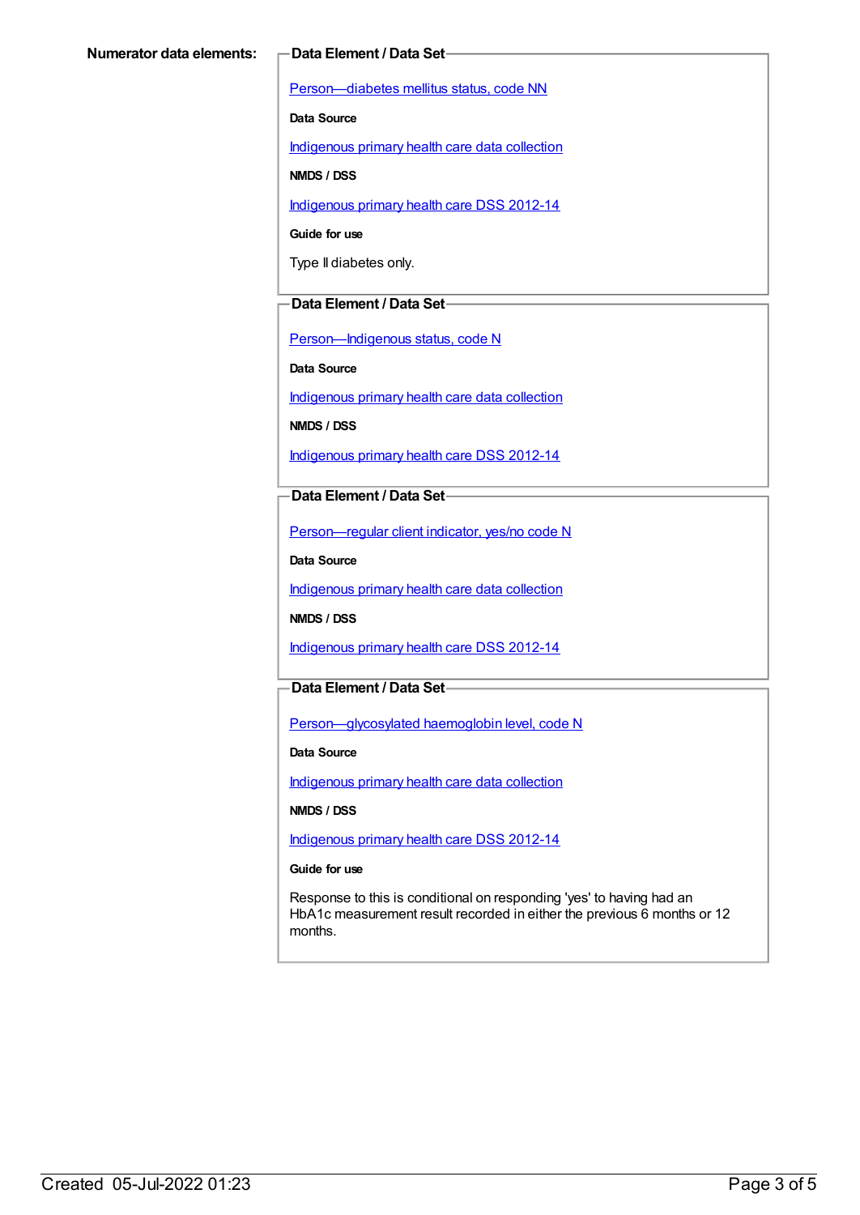**Numerator data elements:**

**Data Element / Data Set**

Person—diabetes mellitus status, code NN

**Data Source**

Indigenous primary health care data collection

**NMDS / DSS**

Indigenous primary health care DSS 2012-14

**Guide for use**

Type II diabetes only.

**Data Element / Data Set**

Person—Indigenous status, code N

**Data Source**

Indigenous primary health care data collection

**NMDS / DSS**

Indigenous primary health care DSS 2012-14

**Data Element / Data Set**

Person—regular client indicator, yes/no code N

**Data Source**

Indigenous primary health care data collection

**NMDS / DSS**

Indigenous primary health care DSS 2012-14

**Data Element / Data Set**

Person—glycosylated haemoglobin level, code N

**Data Source**

Indigenous primary health care data collection

**NMDS / DSS**

Indigenous primary health care DSS 2012-14

**Guide for use**

Response to this is conditional on responding 'yes' to having had an HbA1c measurement result recorded in either the previous 6 months or 12 months.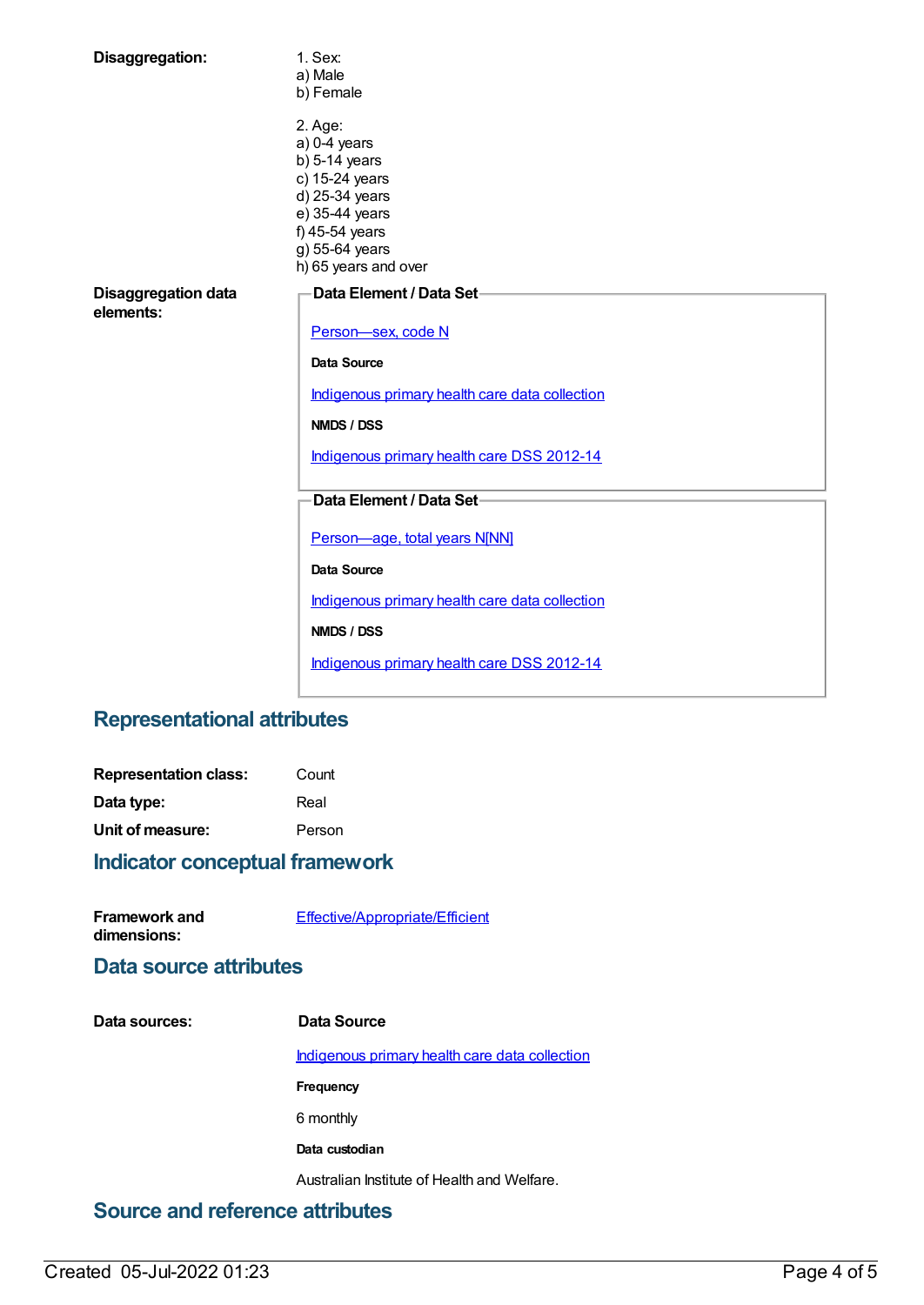**Disaggregation:**

1. Sex:
a) Male
b) Female

2. Age:
a) 0-4 years
b) 5-14 years
c) 15-24 years
d) 25-34 years
e) 35-44 years
f) 45-54 years
g) 55-64 years
h) 65 years and over

**Disaggregation data elements:**

**Data Element / Data Set**

Person—sex, code N

**Data Source**

Indigenous primary health care data collection

**NMDS / DSS**

Indigenous primary health care DSS 2012-14

**Data Element / Data Set**

Person—age, total years N[NN]

**Data Source**

Indigenous primary health care data collection

**NMDS / DSS**

Indigenous primary health care DSS 2012-14

## Representational attributes

**Representation class:** Count

**Data type:** Real

**Unit of measure:** Person

## Indicator conceptual framework

**Framework and dimensions:** Effective/Appropriate/Efficient

## Data source attributes

**Data sources:**

**Data Source**

Indigenous primary health care data collection

**Frequency**

6 monthly

**Data custodian**

Australian Institute of Health and Welfare.

## Source and reference attributes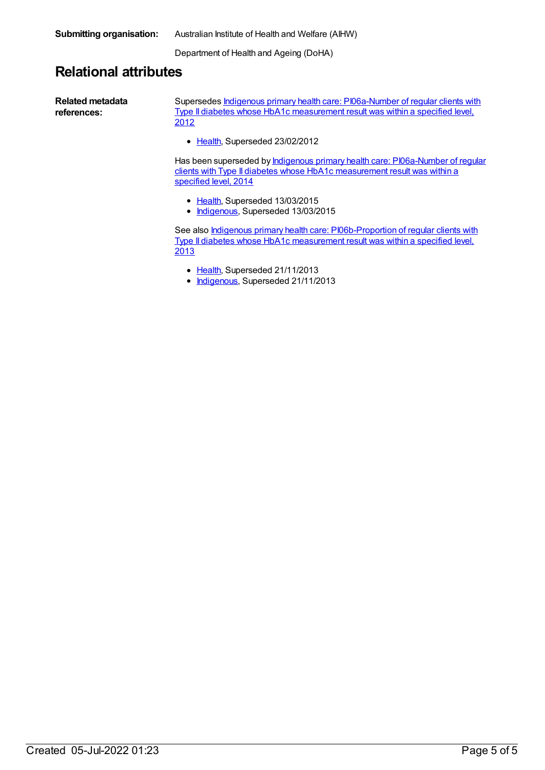**Submitting organisation:** Australian Institute of Health and Welfare (AIHW)

Department of Health and Ageing (DoHA)

## Relational attributes

**Related metadata references:**

Supersedes Indigenous primary health care: PI06a-Number of regular clients with Type II diabetes whose HbA1c measurement result was within a specified level, 2012

- Health, Superseded 23/02/2012

Has been superseded by Indigenous primary health care: PI06a-Number of regular clients with Type II diabetes whose HbA1c measurement result was within a specified level, 2014

- Health, Superseded 13/03/2015
- Indigenous, Superseded 13/03/2015

See also Indigenous primary health care: PI06b-Proportion of regular clients with Type II diabetes whose HbA1c measurement result was within a specified level, 2013

- Health, Superseded 21/11/2013
- Indigenous, Superseded 21/11/2013